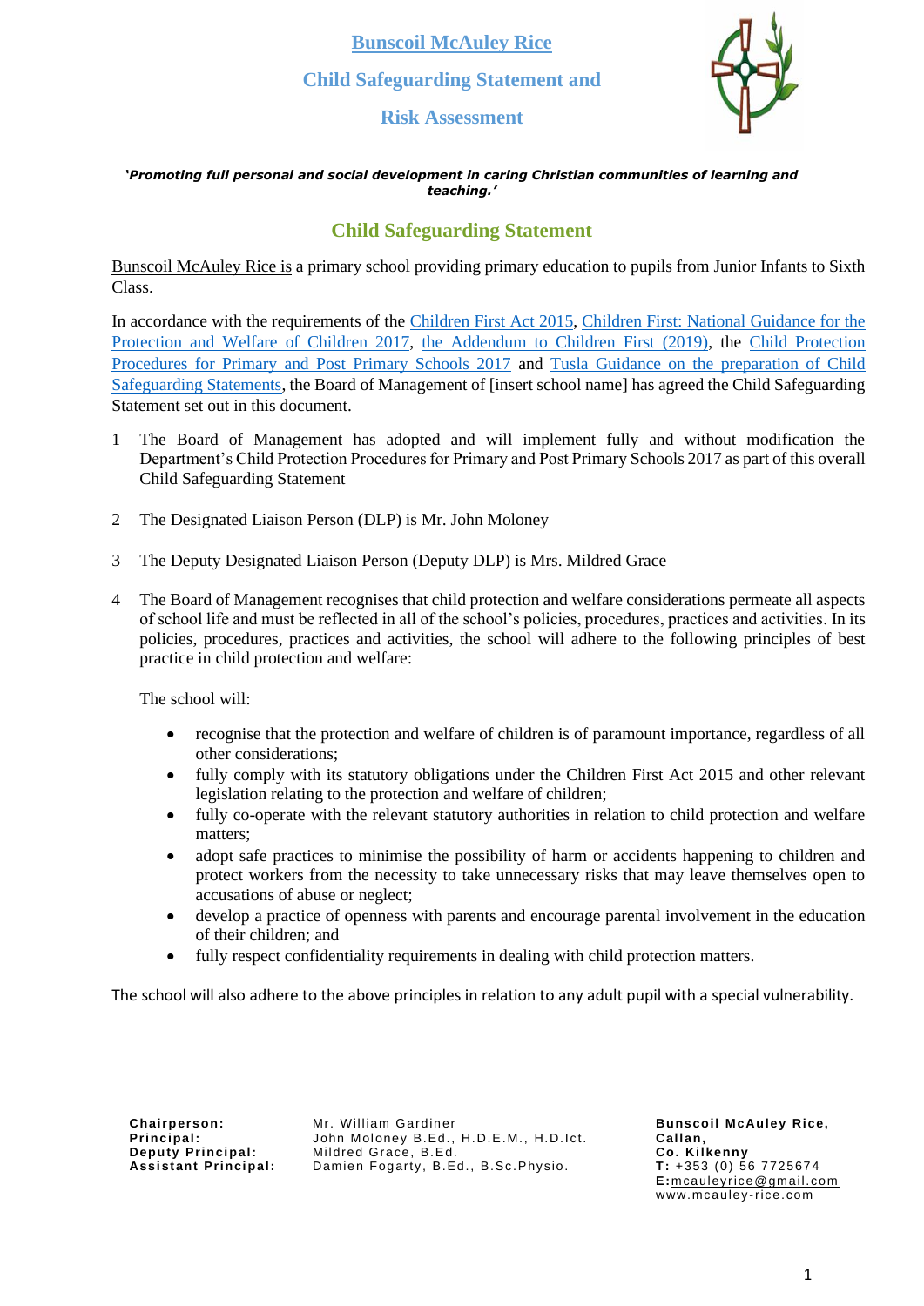# Bunscoil McAuley Rice

## Child Safeguarding Statement and

## Risk Assessment

***'Promoting full personal and social development in caring Christian communities of learning and teaching.'***

## Child Safeguarding Statement

Bunscoil McAuley Rice is a primary school providing primary education to pupils from Junior Infants to Sixth Class.

In accordance with the requirements of the Children First Act 2015, Children First: National Guidance for the Protection and Welfare of Children 2017, the Addendum to Children First (2019), the Child Protection Procedures for Primary and Post Primary Schools 2017 and Tusla Guidance on the preparation of Child Safeguarding Statements, the Board of Management of [insert school name] has agreed the Child Safeguarding Statement set out in this document.

1. The Board of Management has adopted and will implement fully and without modification the Department's Child Protection Procedures for Primary and Post Primary Schools 2017 as part of this overall Child Safeguarding Statement

2. The Designated Liaison Person (DLP) is Mr. John Moloney

3. The Deputy Designated Liaison Person (Deputy DLP) is Mrs. Mildred Grace

4. The Board of Management recognises that child protection and welfare considerations permeate all aspects of school life and must be reflected in all of the school's policies, procedures, practices and activities. In its policies, procedures, practices and activities, the school will adhere to the following principles of best practice in child protection and welfare:

   The school will:

   - recognise that the protection and welfare of children is of paramount importance, regardless of all other considerations;
   - fully comply with its statutory obligations under the Children First Act 2015 and other relevant legislation relating to the protection and welfare of children;
   - fully co-operate with the relevant statutory authorities in relation to child protection and welfare matters;
   - adopt safe practices to minimise the possibility of harm or accidents happening to children and protect workers from the necessity to take unnecessary risks that may leave themselves open to accusations of abuse or neglect;
   - develop a practice of openness with parents and encourage parental involvement in the education of their children; and
   - fully respect confidentiality requirements in dealing with child protection matters.

The school will also adhere to the above principles in relation to any adult pupil with a special vulnerability.

**Chairperson:** Mr. William Gardiner
**Principal:** John Moloney B.Ed., H.D.E.M., H.D.Ict.
**Deputy Principal:** Mildred Grace, B.Ed.
**Assistant Principal:** Damien Fogarty, B.Ed., B.Sc.Physio.

**Bunscoil McAuley Rice,**
**Callan,**
**Co. Kilkenny**
**T:** +353 (0) 56 7725674
**E:**mcauleyrice@gmail.com
www.mcauley-rice.com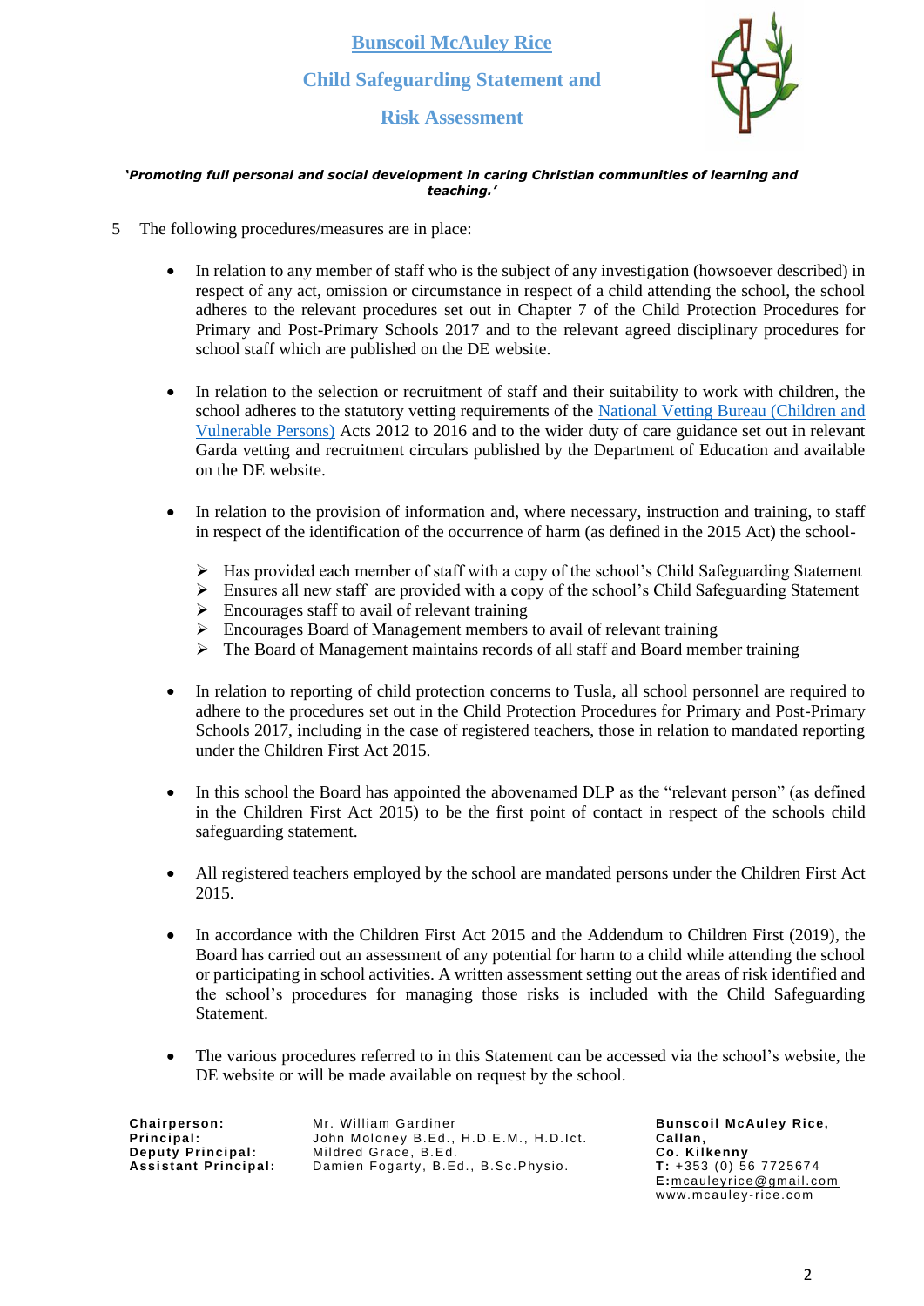5 The following procedures/measures are in place:

- In relation to any member of staff who is the subject of any investigation (howsoever described) in respect of any act, omission or circumstance in respect of a child attending the school, the school adheres to the relevant procedures set out in Chapter 7 of the Child Protection Procedures for Primary and Post-Primary Schools 2017 and to the relevant agreed disciplinary procedures for school staff which are published on the DE website.

- In relation to the selection or recruitment of staff and their suitability to work with children, the school adheres to the statutory vetting requirements of the National Vetting Bureau (Children and Vulnerable Persons) Acts 2012 to 2016 and to the wider duty of care guidance set out in relevant Garda vetting and recruitment circulars published by the Department of Education and available on the DE website.

- In relation to the provision of information and, where necessary, instruction and training, to staff in respect of the identification of the occurrence of harm (as defined in the 2015 Act) the school-
  - Has provided each member of staff with a copy of the school's Child Safeguarding Statement
  - Ensures all new staff are provided with a copy of the school's Child Safeguarding Statement
  - Encourages staff to avail of relevant training
  - Encourages Board of Management members to avail of relevant training
  - The Board of Management maintains records of all staff and Board member training

- In relation to reporting of child protection concerns to Tusla, all school personnel are required to adhere to the procedures set out in the Child Protection Procedures for Primary and Post-Primary Schools 2017, including in the case of registered teachers, those in relation to mandated reporting under the Children First Act 2015.

- In this school the Board has appointed the abovenamed DLP as the "relevant person" (as defined in the Children First Act 2015) to be the first point of contact in respect of the schools child safeguarding statement.

- All registered teachers employed by the school are mandated persons under the Children First Act 2015.

- In accordance with the Children First Act 2015 and the Addendum to Children First (2019), the Board has carried out an assessment of any potential for harm to a child while attending the school or participating in school activities. A written assessment setting out the areas of risk identified and the school's procedures for managing those risks is included with the Child Safeguarding Statement.

- The various procedures referred to in this Statement can be accessed via the school's website, the DE website or will be made available on request by the school.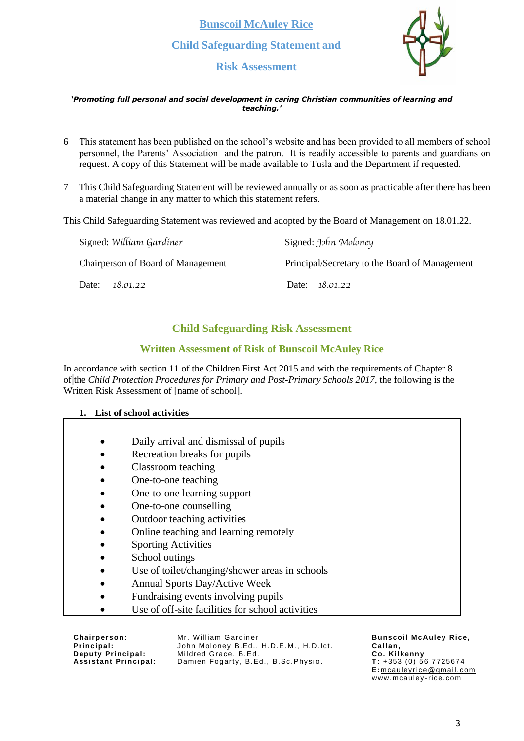# Bunscoil McAuley Rice

## Child Safeguarding Statement and

## Risk Assessment

***'Promoting full personal and social development in caring Christian communities of learning and teaching.'***

6 This statement has been published on the school's website and has been provided to all members of school personnel, the Parents' Association and the patron. It is readily accessible to parents and guardians on request. A copy of this Statement will be made available to Tusla and the Department if requested.

7 This Child Safeguarding Statement will be reviewed annually or as soon as practicable after there has been a material change in any matter to which this statement refers.

This Child Safeguarding Statement was reviewed and adopted by the Board of Management on 18.01.22.

Signed: *William Gardiner*

Chairperson of Board of Management

Date: *18.01.22*

Signed: *John Moloney*

Principal/Secretary to the Board of Management

Date: *18.01.22*

## Child Safeguarding Risk Assessment

### Written Assessment of Risk of Bunscoil McAuley Rice

In accordance with section 11 of the Children First Act 2015 and with the requirements of Chapter 8 of the *Child Protection Procedures for Primary and Post-Primary Schools 2017*, the following is the Written Risk Assessment of [name of school].

**1. List of school activities**

- Daily arrival and dismissal of pupils
- Recreation breaks for pupils
- Classroom teaching
- One-to-one teaching
- One-to-one learning support
- One-to-one counselling
- Outdoor teaching activities
- Online teaching and learning remotely
- Sporting Activities
- School outings
- Use of toilet/changing/shower areas in schools
- Annual Sports Day/Active Week
- Fundraising events involving pupils
- Use of off-site facilities for school activities

**Chairperson:** Mr. William Gardiner
**Principal:** John Moloney B.Ed., H.D.E.M., H.D.Ict.
**Deputy Principal:** Mildred Grace, B.Ed.
**Assistant Principal:** Damien Fogarty, B.Ed., B.Sc.Physio.

**Bunscoil McAuley Rice,**
**Callan,**
**Co. Kilkenny**
**T:** +353 (0) 56 7725674
**E:** mcauleyrice@gmail.com
www.mcauley-rice.com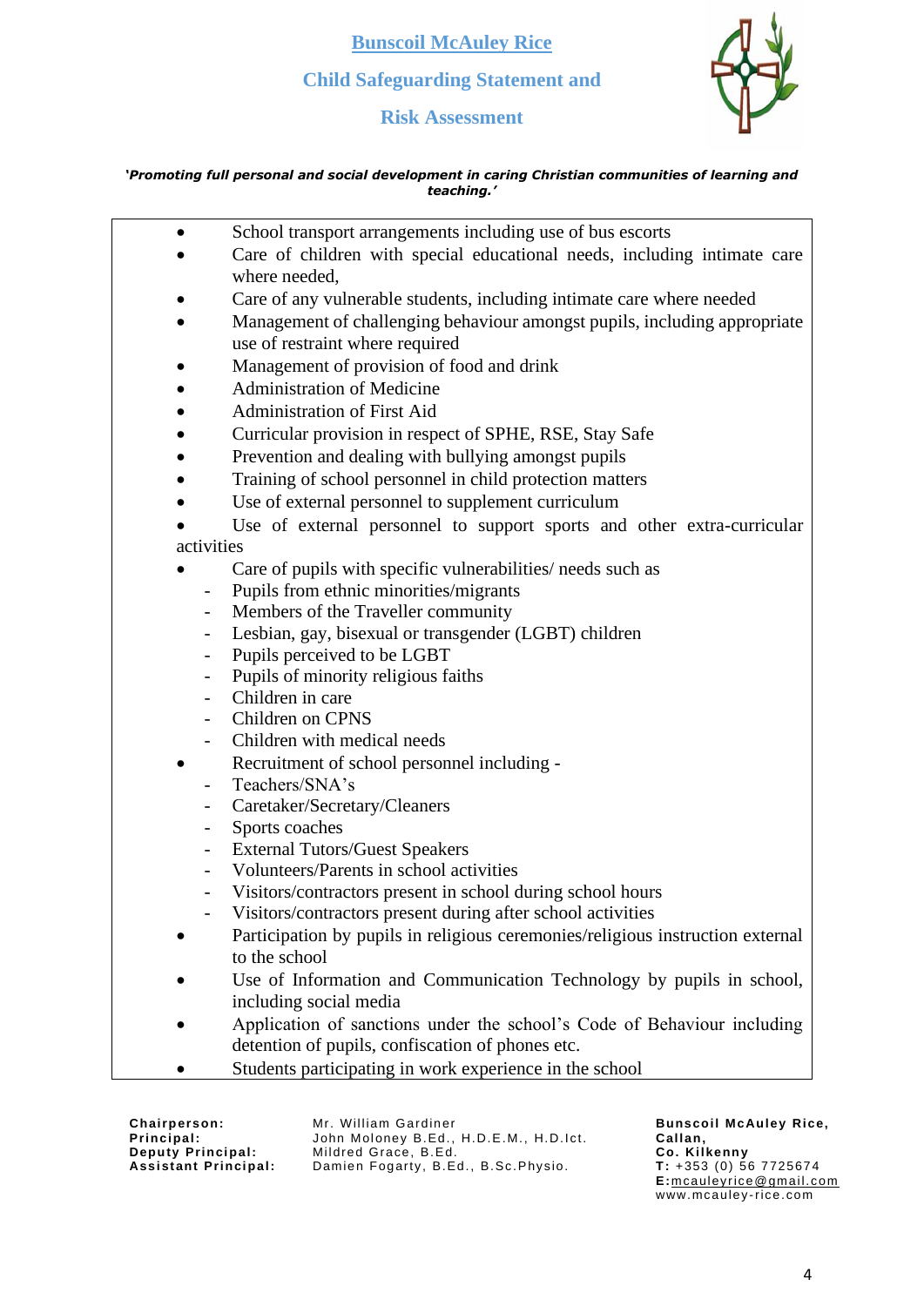- School transport arrangements including use of bus escorts
- Care of children with special educational needs, including intimate care where needed,
- Care of any vulnerable students, including intimate care where needed
- Management of challenging behaviour amongst pupils, including appropriate use of restraint where required
- Management of provision of food and drink
- Administration of Medicine
- Administration of First Aid
- Curricular provision in respect of SPHE, RSE, Stay Safe
- Prevention and dealing with bullying amongst pupils
- Training of school personnel in child protection matters
- Use of external personnel to supplement curriculum
- Use of external personnel to support sports and other extra-curricular activities
- Care of pupils with specific vulnerabilities/ needs such as
  - Pupils from ethnic minorities/migrants
  - Members of the Traveller community
  - Lesbian, gay, bisexual or transgender (LGBT) children
  - Pupils perceived to be LGBT
  - Pupils of minority religious faiths
  - Children in care
  - Children on CPNS
  - Children with medical needs
- Recruitment of school personnel including -
  - Teachers/SNA's
  - Caretaker/Secretary/Cleaners
  - Sports coaches
  - External Tutors/Guest Speakers
  - Volunteers/Parents in school activities
  - Visitors/contractors present in school during school hours
  - Visitors/contractors present during after school activities
- Participation by pupils in religious ceremonies/religious instruction external to the school
- Use of Information and Communication Technology by pupils in school, including social media
- Application of sanctions under the school's Code of Behaviour including detention of pupils, confiscation of phones etc.
- Students participating in work experience in the school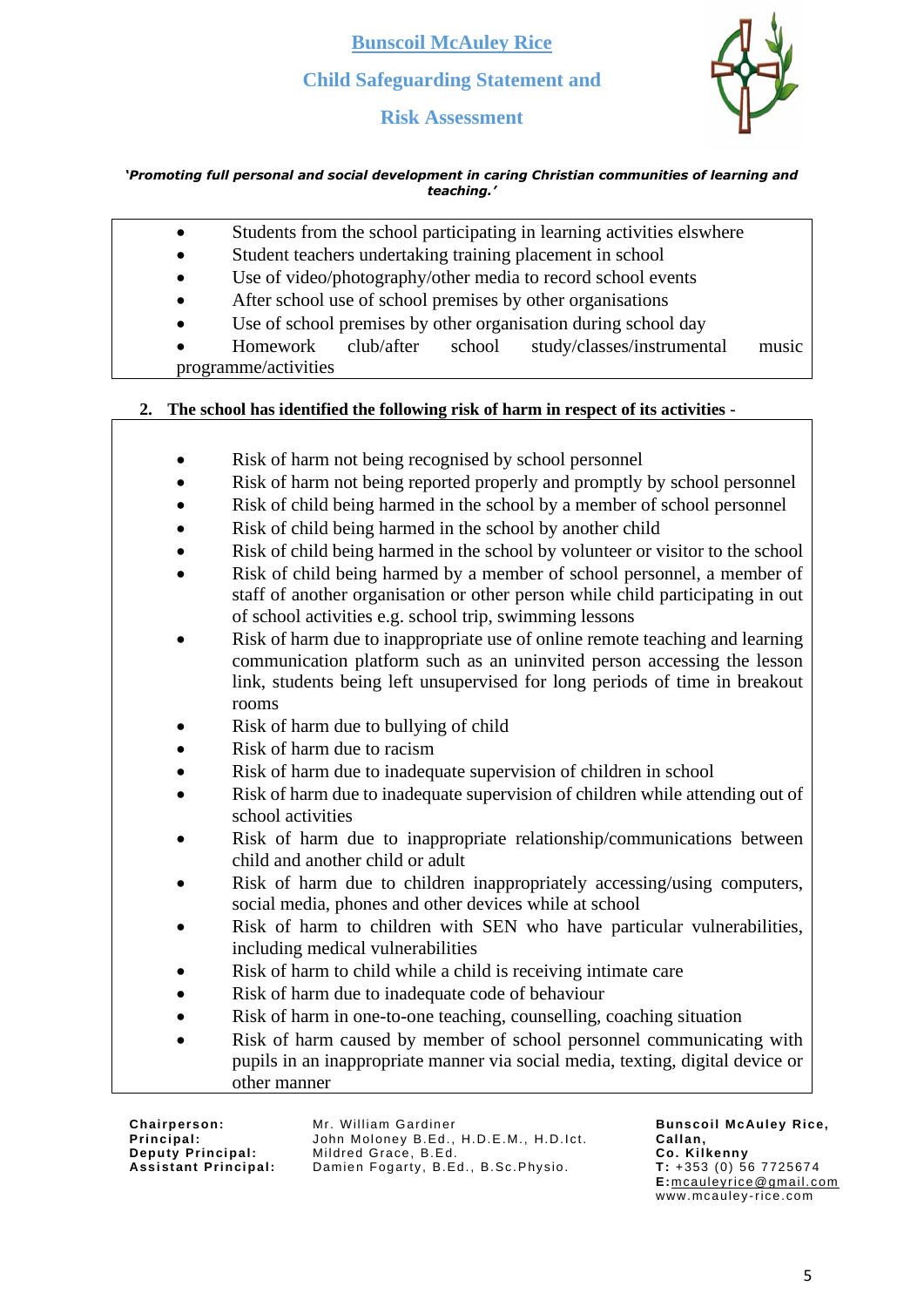- Students from the school participating in learning activities elswhere
- Student teachers undertaking training placement in school
- Use of video/photography/other media to record school events
- After school use of school premises by other organisations
- Use of school premises by other organisation during school day
- Homework club/after school study/classes/instrumental music programme/activities

**2. The school has identified the following risk of harm in respect of its activities -**

- Risk of harm not being recognised by school personnel
- Risk of harm not being reported properly and promptly by school personnel
- Risk of child being harmed in the school by a member of school personnel
- Risk of child being harmed in the school by another child
- Risk of child being harmed in the school by volunteer or visitor to the school
- Risk of child being harmed by a member of school personnel, a member of staff of another organisation or other person while child participating in out of school activities e.g. school trip, swimming lessons
- Risk of harm due to inappropriate use of online remote teaching and learning communication platform such as an uninvited person accessing the lesson link, students being left unsupervised for long periods of time in breakout rooms
- Risk of harm due to bullying of child
- Risk of harm due to racism
- Risk of harm due to inadequate supervision of children in school
- Risk of harm due to inadequate supervision of children while attending out of school activities
- Risk of harm due to inappropriate relationship/communications between child and another child or adult
- Risk of harm due to children inappropriately accessing/using computers, social media, phones and other devices while at school
- Risk of harm to children with SEN who have particular vulnerabilities, including medical vulnerabilities
- Risk of harm to child while a child is receiving intimate care
- Risk of harm due to inadequate code of behaviour
- Risk of harm in one-to-one teaching, counselling, coaching situation
- Risk of harm caused by member of school personnel communicating with pupils in an inappropriate manner via social media, texting, digital device or other manner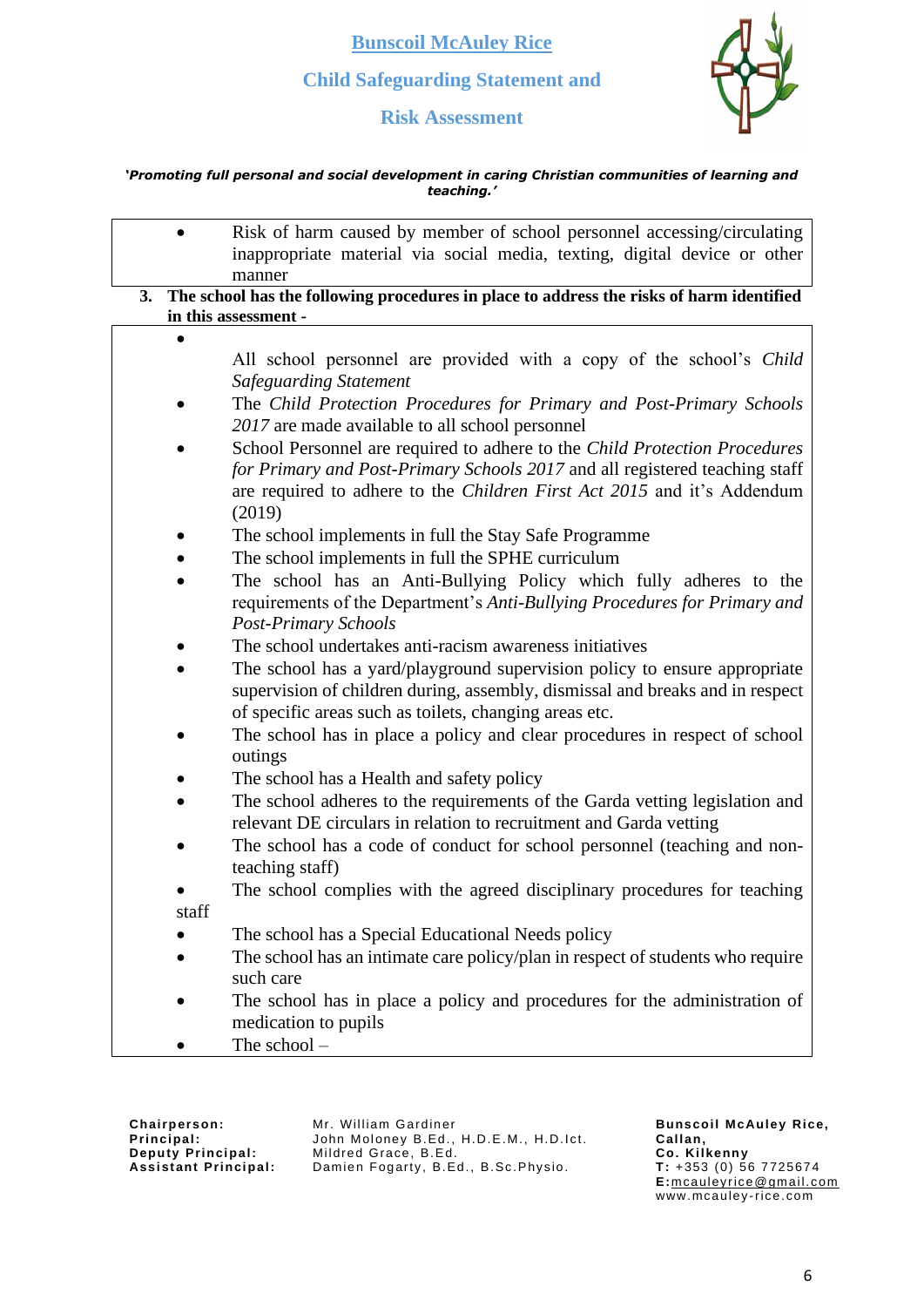- Risk of harm caused by member of school personnel accessing/circulating inappropriate material via social media, texting, digital device or other manner

**3. The school has the following procedures in place to address the risks of harm identified in this assessment -**

- All school personnel are provided with a copy of the school's *Child Safeguarding Statement*
- The *Child Protection Procedures for Primary and Post-Primary Schools 2017* are made available to all school personnel
- School Personnel are required to adhere to the *Child Protection Procedures for Primary and Post-Primary Schools 2017* and all registered teaching staff are required to adhere to the *Children First Act 2015* and it's Addendum (2019)
- The school implements in full the Stay Safe Programme
- The school implements in full the SPHE curriculum
- The school has an Anti-Bullying Policy which fully adheres to the requirements of the Department's *Anti-Bullying Procedures for Primary and Post-Primary Schools*
- The school undertakes anti-racism awareness initiatives
- The school has a yard/playground supervision policy to ensure appropriate supervision of children during, assembly, dismissal and breaks and in respect of specific areas such as toilets, changing areas etc.
- The school has in place a policy and clear procedures in respect of school outings
- The school has a Health and safety policy
- The school adheres to the requirements of the Garda vetting legislation and relevant DE circulars in relation to recruitment and Garda vetting
- The school has a code of conduct for school personnel (teaching and non-teaching staff)
- The school complies with the agreed disciplinary procedures for teaching staff
- The school has a Special Educational Needs policy
- The school has an intimate care policy/plan in respect of students who require such care
- The school has in place a policy and procedures for the administration of medication to pupils
- The school –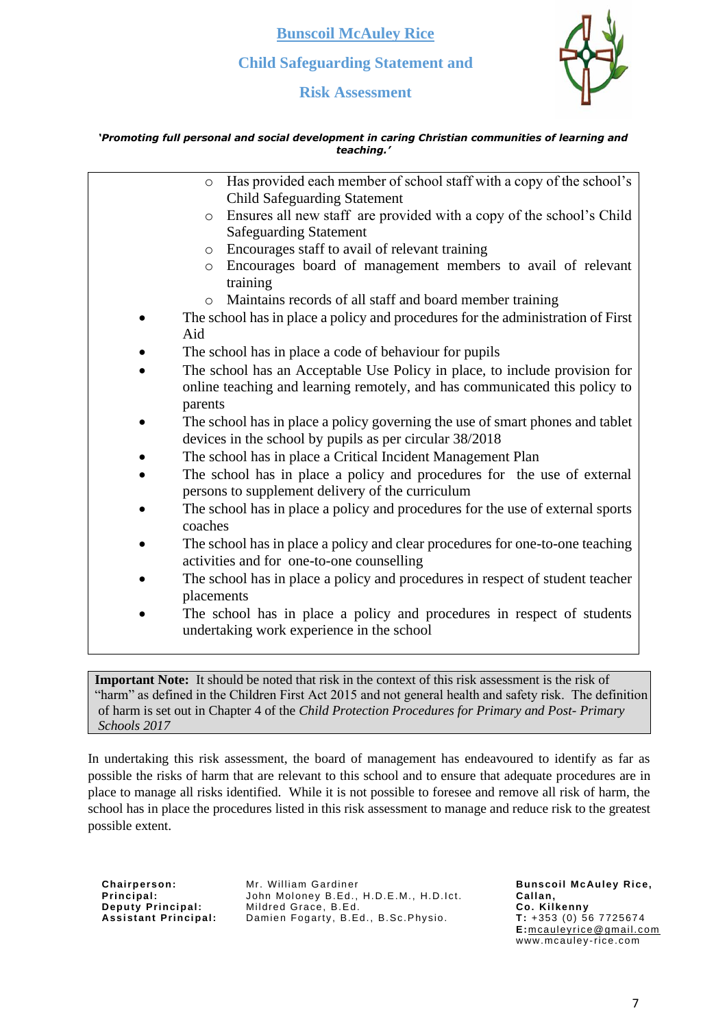- Has provided each member of school staff with a copy of the school's Child Safeguarding Statement
    - Ensures all new staff are provided with a copy of the school's Child Safeguarding Statement
    - Encourages staff to avail of relevant training
    - Encourages board of management members to avail of relevant training
    - Maintains records of all staff and board member training
- The school has in place a policy and procedures for the administration of First Aid
- The school has in place a code of behaviour for pupils
- The school has an Acceptable Use Policy in place, to include provision for online teaching and learning remotely, and has communicated this policy to parents
- The school has in place a policy governing the use of smart phones and tablet devices in the school by pupils as per circular 38/2018
- The school has in place a Critical Incident Management Plan
- The school has in place a policy and procedures for the use of external persons to supplement delivery of the curriculum
- The school has in place a policy and procedures for the use of external sports coaches
- The school has in place a policy and clear procedures for one-to-one teaching activities and for one-to-one counselling
- The school has in place a policy and procedures in respect of student teacher placements
- The school has in place a policy and procedures in respect of students undertaking work experience in the school

**Important Note:** It should be noted that risk in the context of this risk assessment is the risk of "harm" as defined in the Children First Act 2015 and not general health and safety risk. The definition of harm is set out in Chapter 4 of the *Child Protection Procedures for Primary and Post- Primary Schools 2017*

In undertaking this risk assessment, the board of management has endeavoured to identify as far as possible the risks of harm that are relevant to this school and to ensure that adequate procedures are in place to manage all risks identified. While it is not possible to foresee and remove all risk of harm, the school has in place the procedures listed in this risk assessment to manage and reduce risk to the greatest possible extent.